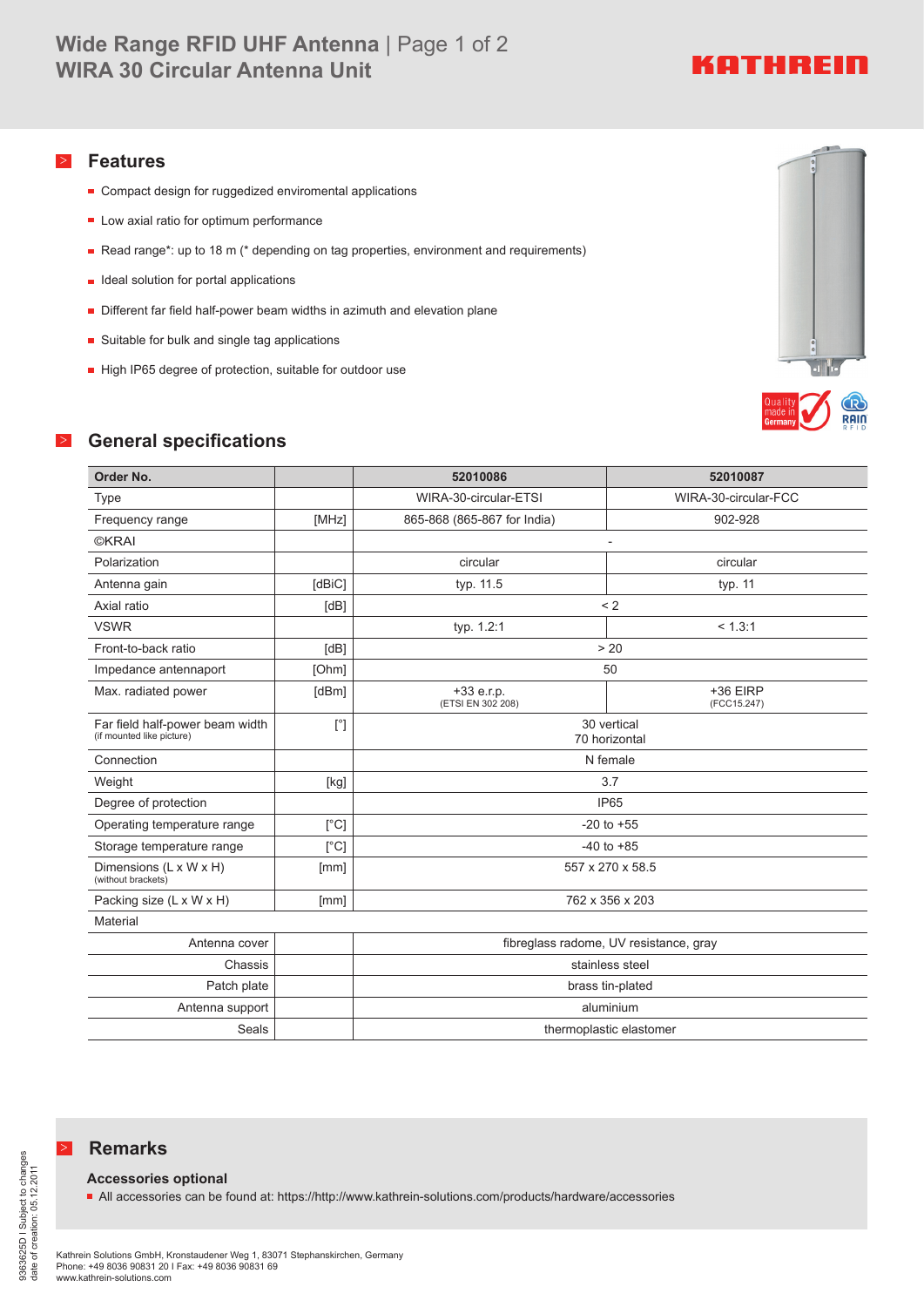# Wide Range RFID UHF Antenna | Page 1 of 2
# WIRA 30 Circular Antenna Unit

KATHREIN

## Features

- Compact design for ruggedized enviromental applications
- Low axial ratio for optimum performance
- Read range*: up to 18 m (* depending on tag properties, environment and requirements)
- Ideal solution for portal applications
- Different far field half-power beam widths in azimuth and elevation plane
- Suitable for bulk and single tag applications
- High IP65 degree of protection, suitable for outdoor use

## General specifications

| Order No. | | 52010086 | 52010087 |
|---|---|---|---|
| Type | | WIRA-30-circular-ETSI | WIRA-30-circular-FCC |
| Frequency range | [MHz] | 865-868 (865-867 for India) | 902-928 |
| ©KRAI | | - | |
| Polarization | | circular | circular |
| Antenna gain | [dBiC] | typ. 11.5 | typ. 11 |
| Axial ratio | [dB] | < 2 | |
| VSWR | | typ. 1.2:1 | < 1.3:1 |
| Front-to-back ratio | [dB] | > 20 | |
| Impedance antennaport | [Ohm] | 50 | |
| Max. radiated power | [dBm] | +33 e.r.p. (ETSI EN 302 208) | +36 EIRP (FCC15.247) |
| Far field half-power beam width (if mounted like picture) | [°] | 30 vertical 70 horizontal | |
| Connection | | N female | |
| Weight | [kg] | 3.7 | |
| Degree of protection | | IP65 | |
| Operating temperature range | [°C] | -20 to +55 | |
| Storage temperature range | [°C] | -40 to +85 | |
| Dimensions (L x W x H) (without brackets) | [mm] | 557 x 270 x 58.5 | |
| Packing size (L x W x H) | [mm] | 762 x 356 x 203 | |
| Material | | | |
| Antenna cover | | fibreglass radome, UV resistance, gray | |
| Chassis | | stainless steel | |
| Patch plate | | brass tin-plated | |
| Antenna support | | aluminium | |
| Seals | | thermoplastic elastomer | |

## Remarks

### Accessories optional

- All accessories can be found at: https://http://www.kathrein-solutions.com/products/hardware/accessories

Kathrein Solutions GmbH, Kronstaudener Weg 1, 83071 Stephanskirchen, Germany
Phone: +49 8036 90831 20 I Fax: +49 8036 90831 69
www.kathrein-solutions.com

9363625D I Subject to changes
date of creation: 05.12.2011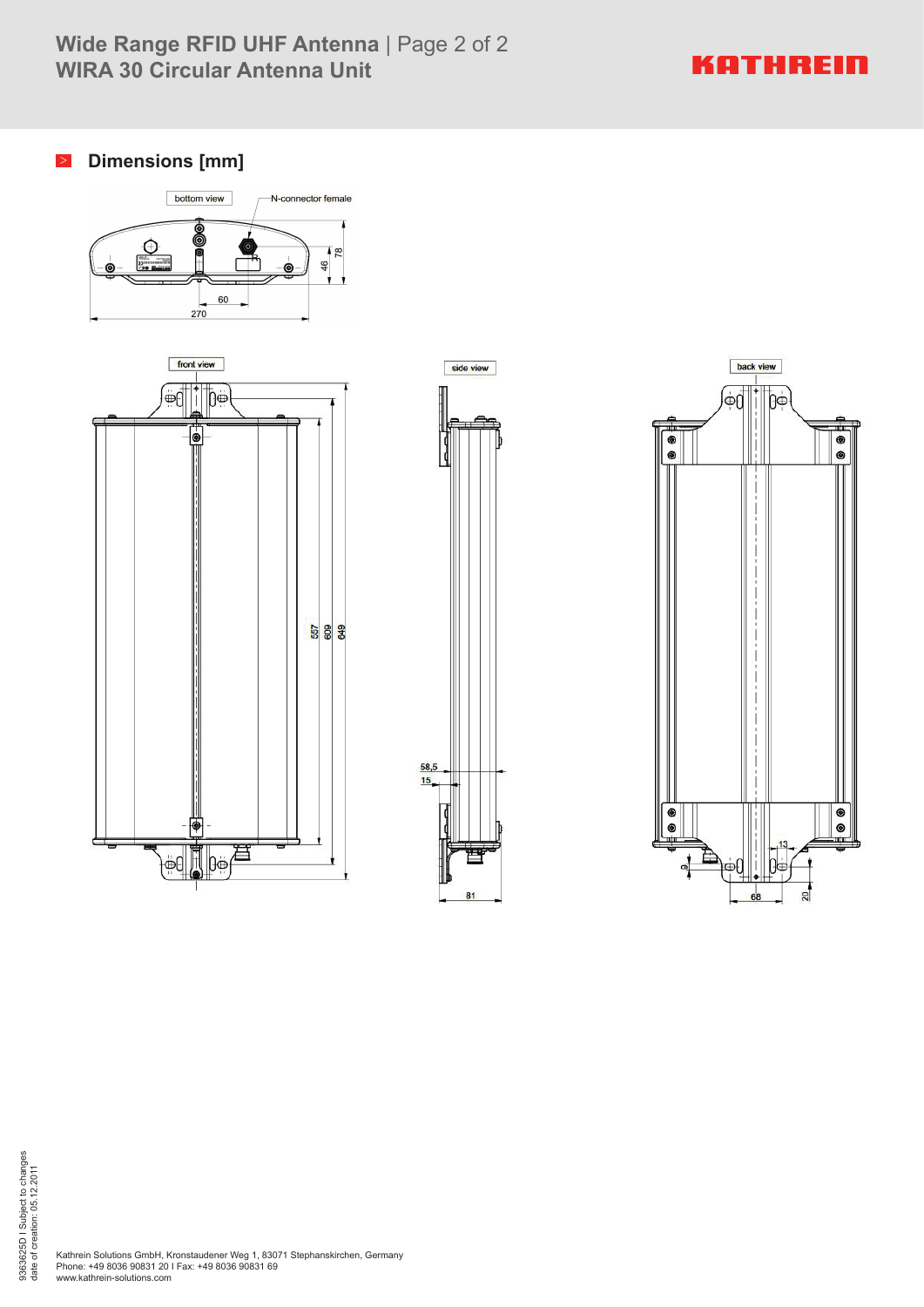## Dimensions [mm]

bottom view

N-connector female

46

78

60

270

front view

557

609

649

side view

58,5

15

81

back view

13

9

68

20

9363625D I Subject to changes
date of creation: 05.12.2011

Kathrein Solutions GmbH, Kronstaudener Weg 1, 83071 Stephanskirchen, Germany
Phone: +49 8036 90831 20 I Fax: +49 8036 90831 69
www.kathrein-solutions.com